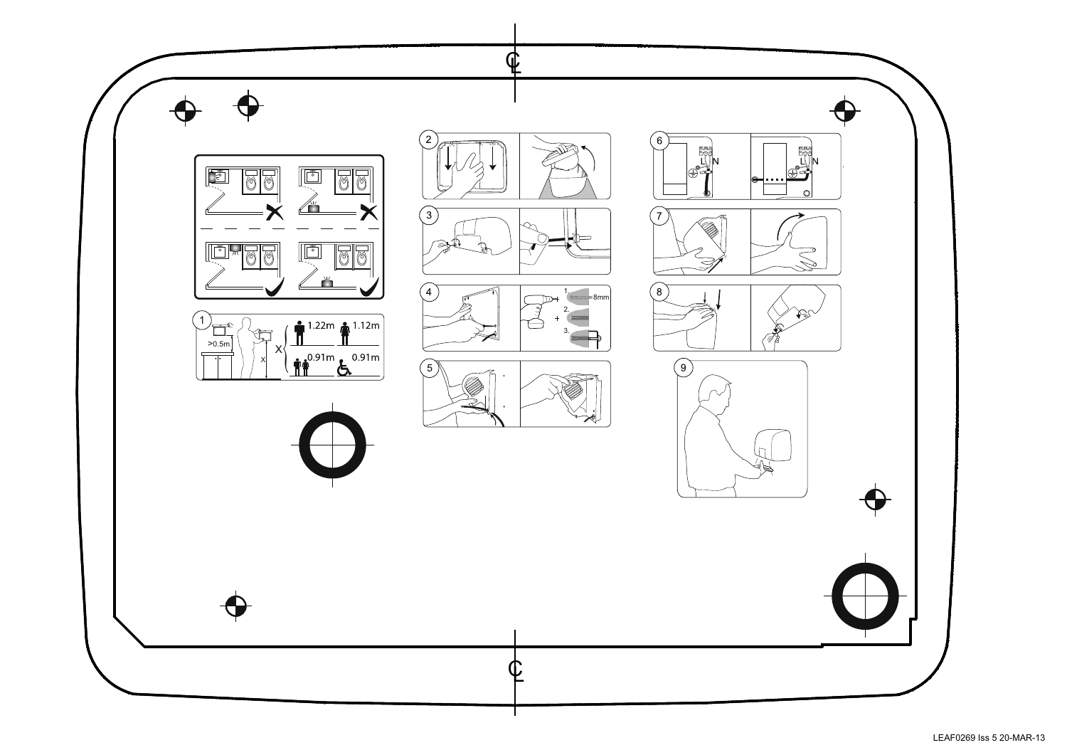℄

1

>0.5m

X

X

1.22m

1.12m

0.91m

0.91m

2

3

4

1. 8mm

2.

3.

5

6

L N

L N

7

8

9

℄

LEAF0269 Iss 5 20-MAR-13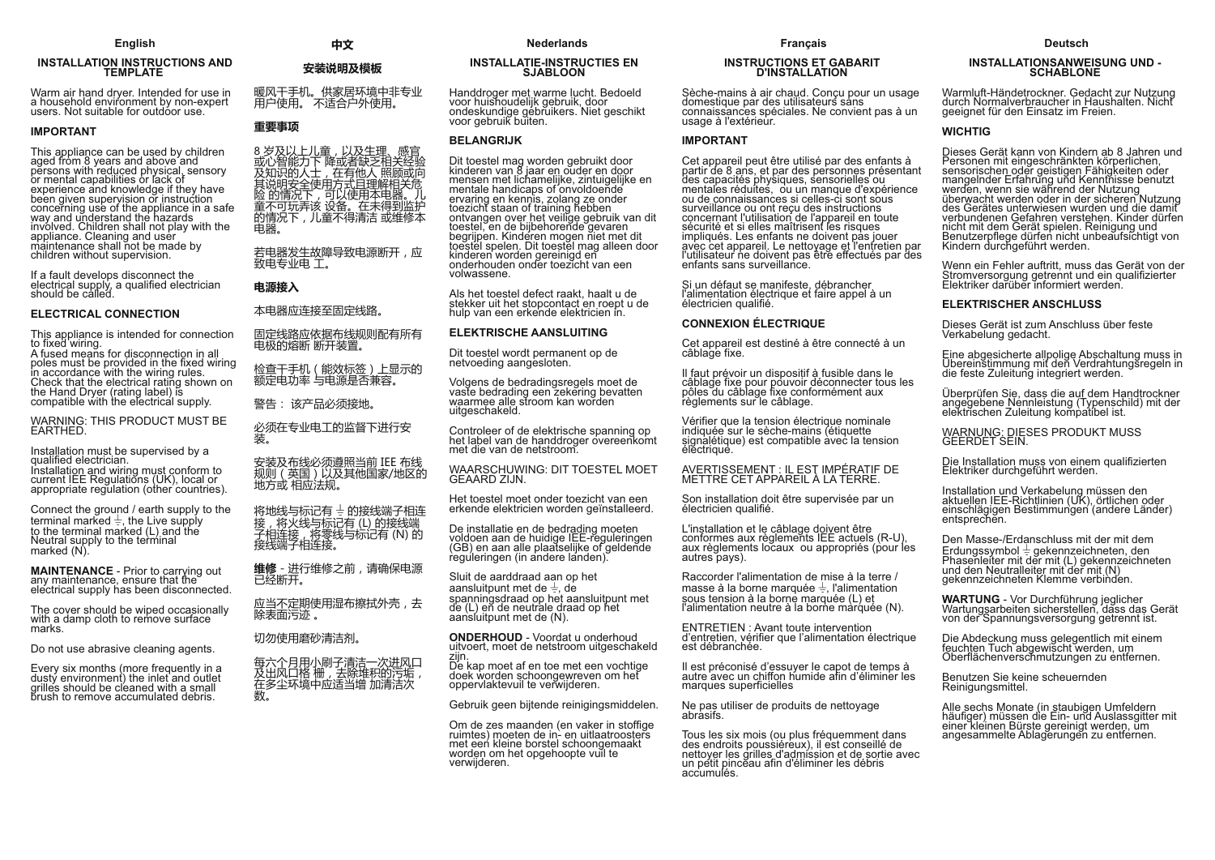## English

### INSTALLATION INSTRUCTIONS AND TEMPLATE

Warm air hand dryer. Intended for use in a household environment by non-expert users. Not suitable for outdoor use.

**IMPORTANT**

This appliance can be used by children aged from 8 years and above and persons with reduced physical, sensory or mental capabilities or lack of experience and knowledge if they have been given supervision or instruction concerning use of the appliance in a safe way and understand the hazards involved. Children shall not play with the appliance. Cleaning and user maintenance shall not be made by children without supervision.

If a fault develops disconnect the electrical supply, a qualified electrician should be called.

**ELECTRICAL CONNECTION**

This appliance is intended for connection to fixed wiring.
A fused means for disconnection in all poles must be provided in the fixed wiring in accordance with the wiring rules.
Check that the electrical rating shown on the Hand Dryer (rating label) is compatible with the electrical supply.

WARNING: THIS PRODUCT MUST BE EARTHED.

Installation must be supervised by a qualified electrician.
Installation and wiring must conform to current IEE Regulations (UK), local or appropriate regulation (other countries).

Connect the ground / earth supply to the terminal marked ⏚, the Live supply to the terminal marked (L) and the Neutral supply to the terminal marked (N).

**MAINTENANCE** - Prior to carrying out any maintenance, ensure that the electrical supply has been disconnected.

The cover should be wiped occasionally with a damp cloth to remove surface marks.

Do not use abrasive cleaning agents.

Every six months (more frequently in a dusty environment) the inlet and outlet grilles should be cleaned with a small brush to remove accumulated debris.

## 中文

### 安装说明及模板

暖风干手机。供家居环境中非专业用户使用。 不适合户外使用。

**重要事项**

8 岁及以上儿童，以及生理、感官或心智能力下 降或者缺乏相关经验及知识的人士，在有他人 照顾或向其说明安全使用方式且理解相关危险 的情况下，可以使用本电器。儿童不可玩弄该 设备。在未得到监护的情况下，儿童不得清洁 或维修本电器。

若电器发生故障导致电源断开，应致电专业电 工。

**电源接入**

本电器应连接至固定线路。

固定线路应依据布线规则配有所有电极的熔断 断开装置。

检查干手机（能效标签）上显示的额定电功率 与电源是否兼容。

警告： 该产品必须接地。

必须在专业电工的监督下进行安装。

安装及布线必须遵照当前 IEE 布线规则（英国）以及其他国家/地区的地方或 相应法规。

将地线与标记有 ⏚ 的接线端子相连接，将火线与标记有 (L) 的接线端子相连接，将零线与标记有 (N) 的接线端子相连接。

**维修** - 进行维修之前，请确保电源已经断开。

应当不定期使用湿布擦拭外壳，去除表面污迹 。

切勿使用磨砂清洁剂。

每六个月用小刷子清洁一次进风口及出风口格 栅，去除堆积的污垢，在多尘环境中应适当增 加清洁次数。

## Nederlands

### INSTALLATIE-INSTRUCTIES EN SJABLOON

Handdroger met warme lucht. Bedoeld voor huishoudelijk gebruik, door ondeskundige gebruikers. Niet geschikt voor gebruik buiten.

**BELANGRIJK**

Dit toestel mag worden gebruikt door kinderen van 8 jaar en ouder en door mensen met lichamelijke, zintuigelijke en mentale handicaps of onvoldoende ervaring en kennis, zolang ze onder toezicht staan of training hebben ontvangen over het veilige gebruik van dit toestel, en de bijbehorende gevaren begrijpen. Kinderen mogen niet met dit toestel spelen. Dit toestel mag alleen door kinderen worden gereinigd en onderhouden onder toezicht van een volwassene.

Als het toestel defect raakt, haalt u de stekker uit het stopcontact en roept u de hulp van een erkende elektricien in.

**ELEKTRISCHE AANSLUITING**

Dit toestel wordt permanent op de netvoeding aangesloten.

Volgens de bedradingsregels moet de vaste bedrading een zekering bevatten waarmee alle stroom kan worden uitgeschakeld.

Controleer of de elektrische spanning op het label van de handdroger overeenkomt met die van de netstroom.

WAARSCHUWING: DIT TOESTEL MOET GEAARD ZIJN.

Het toestel moet onder toezicht van een erkende elektricien worden geïnstalleerd.

De installatie en de bedrading moeten voldoen aan de huidige IEE-reguleringen (GB) en aan alle plaatselijke of geldende reguleringen (in andere landen).

Sluit de aarddraad aan op het aansluitpunt met de ⏚, de spanningsdraad op het aansluitpunt met de (L) en de neutrale draad op het aansluitpunt met de (N).

**ONDERHOUD** - Voordat u onderhoud uitvoert, moet de netstroom uitgeschakeld zijn.
De kap moet af en toe met een vochtige doek worden schoongewreven om het oppervlaktevuil te verwijderen.

Gebruik geen bijtende reinigingsmiddelen.

Om de zes maanden (en vaker in stoffige ruimtes) moeten de in- en uitlaatroosters met een kleine borstel schoongemaakt worden om het opgehoopte vuil te verwijderen.

## Français

### INSTRUCTIONS ET GABARIT D'INSTALLATION

Sèche-mains à air chaud. Conçu pour un usage domestique par des utilisateurs sans connaissances spéciales. Ne convient pas à un usage à l'extérieur.

**IMPORTANT**

Cet appareil peut être utilisé par des enfants à partir de 8 ans, et par des personnes présentant des capacités physiques, sensorielles ou mentales réduites, ou un manque d'expérience ou de connaissances si celles-ci sont sous surveillance ou ont reçu des instructions concernant l'utilisation de l'appareil en toute sécurité et si elles maîtrisent les risques impliqués. Les enfants ne doivent pas jouer avec cet appareil. Le nettoyage et l'entretien par l'utilisateur ne doivent pas être effectués par des enfants sans surveillance.

Si un défaut se manifeste, débrancher l'alimentation électrique et faire appel à un électricien qualifié.

**CONNEXION ÉLECTRIQUE**

Cet appareil est destiné à être connecté à un câblage fixe.

Il faut prévoir un dispositif à fusible dans le câblage fixe pour pouvoir déconnecter tous les pôles du câblage fixe conformément aux règlements sur le câblage.

Vérifier que la tension électrique nominale indiquée sur le sèche-mains (étiquette signalétique) est compatible avec la tension électrique.

AVERTISSEMENT : IL EST IMPÉRATIF DE METTRE CET APPAREIL À LA TERRE.

Son installation doit être supervisée par un électricien qualifié.

L'installation et le câblage doivent être conformes aux règlements IEE actuels (R-U), aux règlements locaux ou appropriés (pour les autres pays).

Raccorder l'alimentation de mise à la terre / masse à la borne marquée ⏚, l'alimentation sous tension à la borne marquée (L) et l'alimentation neutre à la borne marquée (N).

ENTRETIEN : Avant toute intervention d'entretien, vérifier que l'alimentation électrique est débranchée.

Il est préconisé d'essuyer le capot de temps à autre avec un chiffon humide afin d'éliminer les marques superficielles

Ne pas utiliser de produits de nettoyage abrasifs.

Tous les six mois (ou plus fréquemment dans des endroits poussiéreux), il est conseillé de nettoyer les grilles d'admission et de sortie avec un petit pinceau afin d'éliminer les débris accumulés.

## Deutsch

### INSTALLATIONSANWEISUNG UND - SCHABLONE

Warmluft-Händetrockner. Gedacht zur Nutzung durch Normalverbraucher in Haushalten. Nicht geeignet für den Einsatz im Freien.

**WICHTIG**

Dieses Gerät kann von Kindern ab 8 Jahren und Personen mit eingeschränkten körperlichen, sensorischen oder geistigen Fähigkeiten oder mangelnder Erfahrung und Kenntnisse benutzt werden, wenn sie während der Nutzung überwacht werden oder in der sicheren Nutzung des Gerätes unterwiesen wurden und die damit verbundenen Gefahren verstehen. Kinder dürfen nicht mit dem Gerät spielen. Reinigung und Benutzerpflege dürfen nicht unbeaufsichtigt von Kindern durchgeführt werden.

Wenn ein Fehler auftritt, muss das Gerät von der Stromversorgung getrennt und ein qualifizierter Elektriker darüber informiert werden.

**ELEKTRISCHER ANSCHLUSS**

Dieses Gerät ist zum Anschluss über feste Verkabelung gedacht.

Eine abgesicherte allpolige Abschaltung muss in Übereinstimmung mit den Verdrahtungsregeln in die feste Zuleitung integriert werden.

Überprüfen Sie, dass die auf dem Handtrockner angegebene Nennleistung (Typenschild) mit der elektrischen Zuleitung kompatibel ist.

WARNUNG: DIESES PRODUKT MUSS GEERDET SEIN.

Die Installation muss von einem qualifizierten Elektriker durchgeführt werden.

Installation und Verkabelung müssen den aktuellen IEE-Richtlinien (UK), örtlichen oder einschlägigen Bestimmungen (andere Länder) entsprechen.

Den Masse-/Erdanschluss mit der mit dem Erdungssymbol ⏚ gekennzeichneten, den Phasenleiter mit der mit (L) gekennzeichneten und den Neutralleiter mit der mit (N) gekennzeichneten Klemme verbinden.

**WARTUNG** - Vor Durchführung jeglicher Wartungsarbeiten sicherstellen, dass das Gerät von der Spannungsversorgung getrennt ist.

Die Abdeckung muss gelegentlich mit einem feuchten Tuch abgewischt werden, um Oberflächenverschmutzungen zu entfernen.

Benutzen Sie keine scheuernden Reinigungsmittel.

Alle sechs Monate (in staubigen Umfeldern häufiger) müssen die Ein- und Auslassgitter mit einer kleinen Bürste gereinigt werden, um angesammelte Ablagerungen zu entfernen.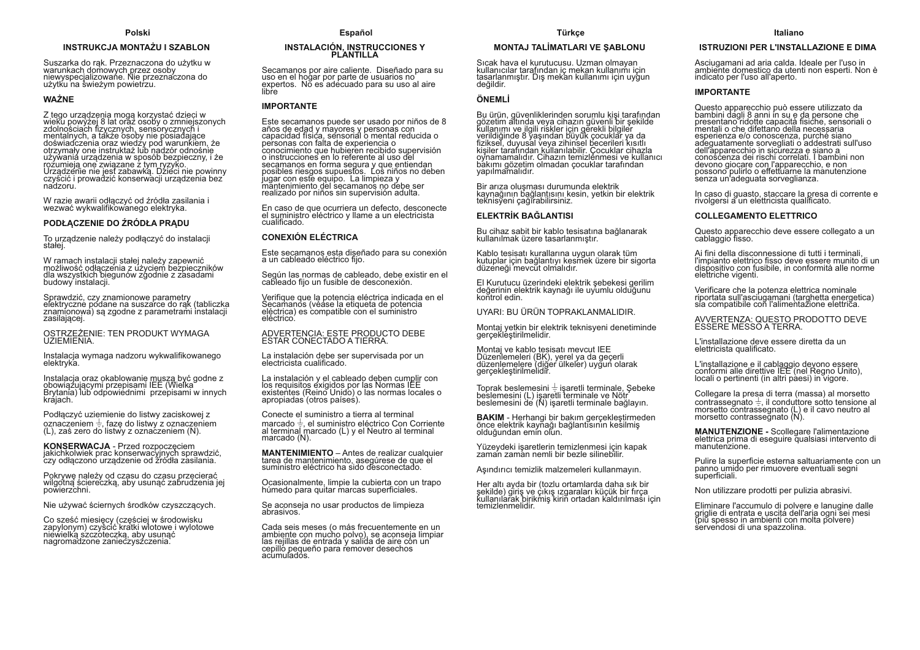## Polski

### INSTRUKCJA MONTAŻU I SZABLON

Suszarka do rąk. Przeznaczona do użytku w warunkach domowych przez osoby niewyspecjalizowane. Nie przeznaczona do użytku na świeżym powietrzu.

### WAŻNE

Z tego urządzenia mogą korzystać dzieci w wieku powyżej 8 lat oraz osoby o zmniejszonych zdolnościach fizycznych, sensorycznych i mentalnych, a także osoby nie posiadające doświadczenia oraz wiedzy pod warunkiem, że otrzymały one instruktaż lub nadzór odnośnie używania urządzenia w sposób bezpieczny, i że rozumieją one związane z tym ryzyko. Urządzenie nie jest zabawką. Dzieci nie powinny czyścić i prowadzić konserwacji urządzenia bez nadzoru.

W razie awarii odłączyć od źródła zasilania i wezwać wykwalifikowanego elektryka.

### PODŁĄCZENIE DO ŹRÓDŁA PRĄDU

To urządzenie należy podłączyć do instalacji stałej.

W ramach instalacji stałej należy zapewnić możliwość odłączenia z użyciem bezpieczników dla wszystkich biegunów zgodnie z zasadami budowy instalacji.

Sprawdzić, czy znamionowe parametry elektryczne podane na suszarce do rąk (tabliczka znamionowa) są zgodne z parametrami instalacji zasilającej.

OSTRZEŻENIE: TEN PRODUKT WYMAGA UZIEMIENIA.

Instalacja wymaga nadzoru wykwalifikowanego elektryka.

Instalacja oraz okablowanie muszą być godne z obowiązującymi przepisami IEE (Wielka Brytania) lub odpowiednimi przepisami w innych krajach.

Podłączyć uziemienie do listwy zaciskowej z oznaczeniem ⏚, fazę do listwy z oznaczeniem (L), zaś zero do listwy z oznaczeniem (N).

**KONSERWACJA** - Przed rozpoczęciem jakichkolwiek prac konserwacyjnych sprawdzić, czy odłączono urządzenie od źródła zasilania.

Pokrywę należy od czasu do czasu przecierać wilgotną ściereczką, aby usunąć zabrudzenia jej powierzchni.

Nie używać ściernych środków czyszczących.

Co sześć miesięcy (częściej w środowisku zapylonym) czyścić kratki wlotowe i wylotowe niewielką szczoteczką, aby usunąć nagromadzone zanieczyszczenia.

## Español

### INSTALACIÓN, INSTRUCCIONES Y PLANTILLA

Secamanos por aire caliente. Diseñado para su uso en el hogar por parte de usuarios no expertos. No es adecuado para su uso al aire libre

### IMPORTANTE

Este secamanos puede ser usado por niños de 8 años de edad y mayores y personas con capacidad física, sensorial o mental reducida o personas con falta de experiencia o conocimiento que hubieren recibido supervisión o instrucciones en lo referente al uso del secamanos en forma segura y que entiendan posibles riesgos supuestos. Los niños no deben jugar con este equipo. La limpieza y mantenimiento del secamanos no debe ser realizado por niños sin supervisión adulta.

En caso de que ocurriera un defecto, desconecte el suministro eléctrico y llame a un electricista cualificado.

### CONEXIÓN ELÉCTRICA

Este secamanos esta diseñado para su conexión a un cableado eléctrico fijo.

Según las normas de cableado, debe existir en el cableado fijo un fusible de desconexión.

Verifique que la potencia eléctrica indicada en el Secamanos (véase la etiqueta de potencia eléctrica) es compatible con el suministro eléctrico.

ADVERTENCIA: ESTE PRODUCTO DEBE ESTAR CONECTADO A TIERRA.

La instalación debe ser supervisada por un electricista cualificado.

La instalación y el cableado deben cumplir con los requisitos exigidos por las Normas IEE existentes (Reino Unido) o las normas locales o apropiadas (otros países).

Conecte el suministro a tierra al terminal marcado ⏚, el suministro eléctrico Con Corriente al terminal marcado (L) y el Neutro al terminal marcado (N).

**MANTENIMIENTO** – Antes de realizar cualquier tarea de mantenimiento, asegúrese de que el suministro eléctrico ha sido desconectado.

Ocasionalmente, limpie la cubierta con un trapo húmedo para quitar marcas superficiales.

Se aconseja no usar productos de limpieza abrasivos.

Cada seis meses (o más frecuentemente en un ambiente con mucho polvo), se aconseja limpiar las rejillas de entrada y salida de aire con un cepillo pequeño para remover desechos acumulados.

## Türkçe

### MONTAJ TALİMATLARI VE ŞABLONU

Sıcak hava el kurutucusu. Uzman olmayan kullanıcılar tarafından iç mekan kullanımı için tasarlanmıştır. Dış mekan kullanımı için uygun değildir.

### ÖNEMLİ

Bu ürün, güvenliklerinden sorumlu kişi tarafından gözetim altında veya cihazın güvenli bir şekilde kullanımı ve ilgili riskler için gerekli bilgiler verildiğinde 8 yaşından büyük çocuklar ya da fiziksel, duyusal veya zihinsel becerileri kısıtlı kişiler tarafından kullanılabilir. Çocuklar cihazla oynamamalıdır. Cihazın temizlenmesi ve kullanıcı bakımı gözetim olmadan çocuklar tarafından yapılmamalıdır.

Bir arıza oluşması durumunda elektrik kaynağının bağlantısını kesin, yetkin bir elektrik teknisyeni çağırabilirsiniz.

### ELEKTRİK BAĞLANTISI

Bu cihaz sabit bir kablo tesisatına bağlanarak kullanılmak üzere tasarlanmıştır.

Kablo tesisatı kurallarına uygun olarak tüm kutuplar için bağlantıyı kesmek üzere bir sigorta düzeneği mevcut olmalıdır.

El Kurutucu üzerindeki elektrik şebekesi gerilim değerinin elektrik kaynağı ile uyumlu olduğunu kontrol edin.

UYARI: BU ÜRÜN TOPRAKLANMALIDIR.

Montaj yetkin bir elektrik teknisyeni denetiminde gerçekleştirilmelidir.

Montaj ve kablo tesisatı mevcut IEE Düzenlemeleri (BK), yerel ya da geçerli düzenlemelere (diğer ülkeler) uygun olarak gerçekleştirilmelidir.

Toprak beslemesini ⏚ işaretli terminale, Şebeke beslemesini (L) işaretli terminale ve Nötr beslemesini de (N) işaretli terminale bağlayın.

**BAKIM** - Herhangi bir bakım gerçekleştirmeden önce elektrik kaynağı bağlantısının kesilmiş olduğundan emin olun.

Yüzeydeki işaretlerin temizlenmesi için kapak zaman zaman nemli bir bezle silinebilir.

Aşındırıcı temizlik malzemeleri kullanmayın.

Her altı ayda bir (tozlu ortamlarda daha sık bir şekilde) giriş ve çıkış ızgaraları küçük bir fırça kullanılarak birikmiş kirin ortadan kaldırılması için temizlenmelidir.

## Italiano

### ISTRUZIONI PER L'INSTALLAZIONE E DIMA

Asciugamani ad aria calda. Ideale per l'uso in ambiente domestico da utenti non esperti. Non è indicato per l'uso all'aperto.

### IMPORTANTE

Questo apparecchio può essere utilizzato da bambini dagli 8 anni in su e da persone che presentano ridotte capacità fisiche, sensoriali o mentali o che difettano della necessaria esperienza e/o conoscenza, purché siano adeguatamente sorvegliati o addestrati sull'uso dell'apparecchio in sicurezza e siano a conoscenza dei rischi correlati. I bambini non devono giocare con l'apparecchio, e non possono pulirlo o effettuarne la manutenzione senza un'adeguata sorveglianza.

In caso di guasto, staccare la presa di corrente e rivolgersi a un elettricista qualificato.

### COLLEGAMENTO ELETTRICO

Questo apparecchio deve essere collegato a un cablaggio fisso.

Ai fini della disconnessione di tutti i terminali, l'impianto elettrico fisso deve essere munito di un dispositivo con fusibile, in conformità alle norme elettriche vigenti.

Verificare che la potenza elettrica nominale riportata sull'asciugamani (targhetta energetica) sia compatibile con l'alimentazione elettrica.

AVVERTENZA: QUESTO PRODOTTO DEVE ESSERE MESSO A TERRA.

L'installazione deve essere diretta da un elettricista qualificato.

L'installazione e il cablaggio devono essere conformi alle direttive IEE (nel Regno Unito), locali o pertinenti (in altri paesi) in vigore.

Collegare la presa di terra (massa) al morsetto contrassegnato ⏚, il conduttore sotto tensione al morsetto contrassegnato (L) e il cavo neutro al morsetto contrassegnato (N).

**MANUTENZIONE -** Scollegare l'alimentazione elettrica prima di eseguire qualsiasi intervento di manutenzione.

Pulire la superficie esterna saltuariamente con un panno umido per rimuovere eventuali segni superficiali.

Non utilizzare prodotti per pulizia abrasivi.

Eliminare l'accumulo di polvere e lanugine dalle griglie di entrata e uscita dell'aria ogni sei mesi (più spesso in ambienti con molta polvere) servendosi di una spazzolina.